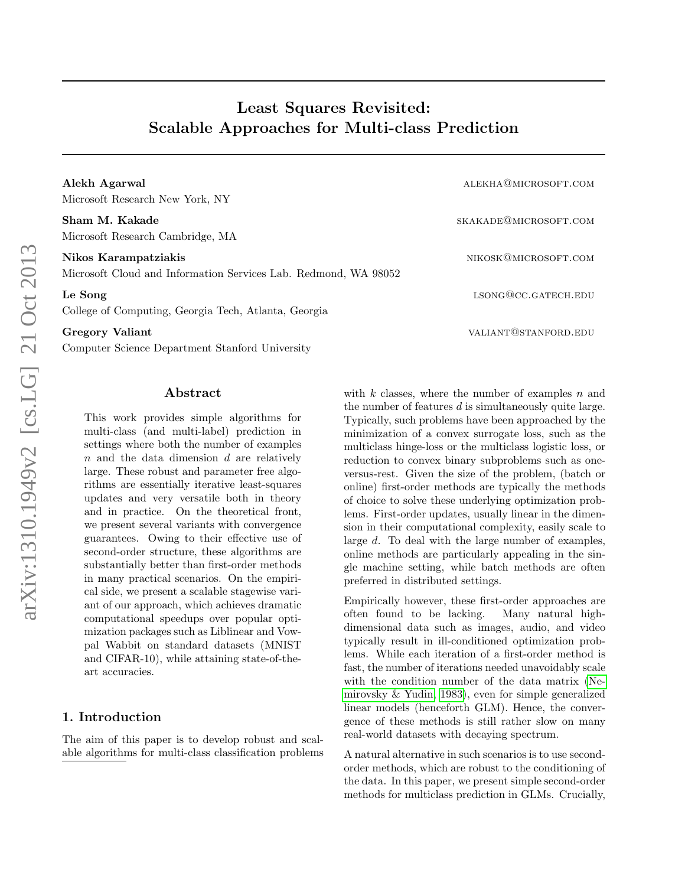# Least Squares Revisited: Scalable Approaches for Multi-class Prediction

**Alekh Agarwal** ALEKHA@MICROSOFT.COM
Microsoft Research New York, NY

**Sham M. Kakade** SKAKADE@MICROSOFT.COM
Microsoft Research Cambridge, MA

**Nikos Karampatziakis** NIKOSK@MICROSOFT.COM
Microsoft Cloud and Information Services Lab. Redmond, WA 98052

**Le Song** LSONG@CC.GATECH.EDU
College of Computing, Georgia Tech, Atlanta, Georgia

**Gregory Valiant** VALIANT@STANFORD.EDU
Computer Science Department Stanford University

## Abstract

This work provides simple algorithms for multi-class (and multi-label) prediction in settings where both the number of examples $n$ and the data dimension $d$ are relatively large. These robust and parameter free algorithms are essentially iterative least-squares updates and very versatile both in theory and in practice. On the theoretical front, we present several variants with convergence guarantees. Owing to their effective use of second-order structure, these algorithms are substantially better than first-order methods in many practical scenarios. On the empirical side, we present a scalable stagewise variant of our approach, which achieves dramatic computational speedups over popular optimization packages such as Liblinear and Vowpal Wabbit on standard datasets (MNIST and CIFAR-10), while attaining state-of-the-art accuracies.

## 1. Introduction

The aim of this paper is to develop robust and scalable algorithms for multi-class classification problems with $k$ classes, where the number of examples $n$ and the number of features $d$ is simultaneously quite large. Typically, such problems have been approached by the minimization of a convex surrogate loss, such as the multiclass hinge-loss or the multiclass logistic loss, or reduction to convex binary subproblems such as one-versus-rest. Given the size of the problem, (batch or online) first-order methods are typically the methods of choice to solve these underlying optimization problems. First-order updates, usually linear in the dimension in their computational complexity, easily scale to large $d$. To deal with the large number of examples, online methods are particularly appealing in the single machine setting, while batch methods are often preferred in distributed settings.

Empirically however, these first-order approaches are often found to be lacking. Many natural high-dimensional data such as images, audio, and video typically result in ill-conditioned optimization problems. While each iteration of a first-order method is fast, the number of iterations needed unavoidably scale with the condition number of the data matrix (Nemirovsky & Yudin, 1983), even for simple generalized linear models (henceforth GLM). Hence, the convergence of these methods is still rather slow on many real-world datasets with decaying spectrum.

A natural alternative in such scenarios is to use second-order methods, which are robust to the conditioning of the data. In this paper, we present simple second-order methods for multiclass prediction in GLMs. Crucially,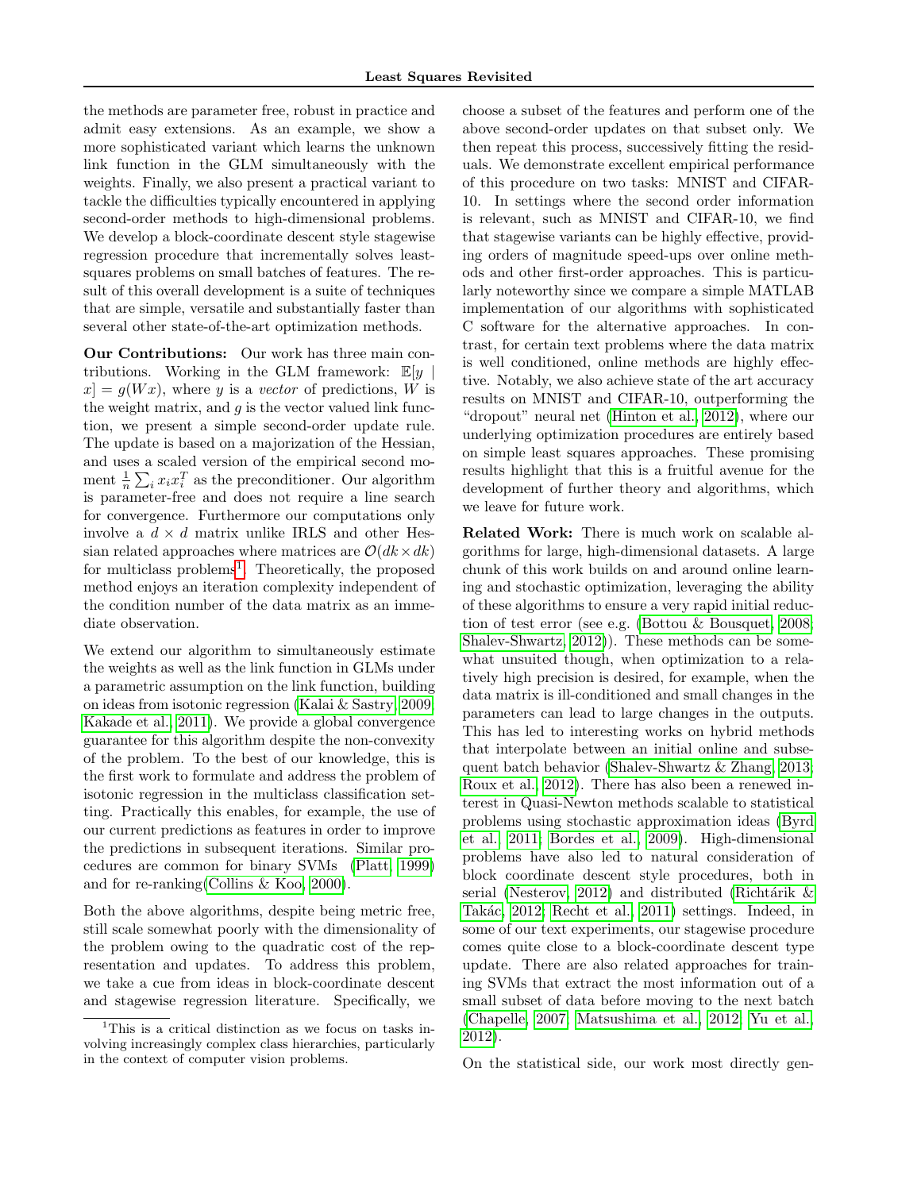the methods are parameter free, robust in practice and admit easy extensions. As an example, we show a more sophisticated variant which learns the unknown link function in the GLM simultaneously with the weights. Finally, we also present a practical variant to tackle the difficulties typically encountered in applying second-order methods to high-dimensional problems. We develop a block-coordinate descent style stagewise regression procedure that incrementally solves least-squares problems on small batches of features. The result of this overall development is a suite of techniques that are simple, versatile and substantially faster than several other state-of-the-art optimization methods.

**Our Contributions:** Our work has three main contributions. Working in the GLM framework: $\mathbb{E}[y \mid x] = g(Wx)$, where $y$ is a *vector* of predictions, $W$ is the weight matrix, and $g$ is the vector valued link function, we present a simple second-order update rule. The update is based on a majorization of the Hessian, and uses a scaled version of the empirical second moment $\frac{1}{n}\sum_i x_i x_i^T$ as the preconditioner. Our algorithm is parameter-free and does not require a line search for convergence. Furthermore our computations only involve a $d \times d$ matrix unlike IRLS and other Hessian related approaches where matrices are $\mathcal{O}(dk \times dk)$ for multiclass problems[1]. Theoretically, the proposed method enjoys an iteration complexity independent of the condition number of the data matrix as an immediate observation.

We extend our algorithm to simultaneously estimate the weights as well as the link function in GLMs under a parametric assumption on the link function, building on ideas from isotonic regression (Kalai & Sastry, 2009; Kakade et al., 2011). We provide a global convergence guarantee for this algorithm despite the non-convexity of the problem. To the best of our knowledge, this is the first work to formulate and address the problem of isotonic regression in the multiclass classification setting. Practically this enables, for example, the use of our current predictions as features in order to improve the predictions in subsequent iterations. Similar procedures are common for binary SVMs (Platt, 1999) and for re-ranking(Collins & Koo, 2000).

Both the above algorithms, despite being metric free, still scale somewhat poorly with the dimensionality of the problem owing to the quadratic cost of the representation and updates. To address this problem, we take a cue from ideas in block-coordinate descent and stagewise regression literature. Specifically, we choose a subset of the features and perform one of the above second-order updates on that subset only. We then repeat this process, successively fitting the residuals. We demonstrate excellent empirical performance of this procedure on two tasks: MNIST and CIFAR-10. In settings where the second order information is relevant, such as MNIST and CIFAR-10, we find that stagewise variants can be highly effective, providing orders of magnitude speed-ups over online methods and other first-order approaches. This is particularly noteworthy since we compare a simple MATLAB implementation of our algorithms with sophisticated C software for the alternative approaches. In contrast, for certain text problems where the data matrix is well conditioned, online methods are highly effective. Notably, we also achieve state of the art accuracy results on MNIST and CIFAR-10, outperforming the "dropout" neural net (Hinton et al., 2012), where our underlying optimization procedures are entirely based on simple least squares approaches. These promising results highlight that this is a fruitful avenue for the development of further theory and algorithms, which we leave for future work.

**Related Work:** There is much work on scalable algorithms for large, high-dimensional datasets. A large chunk of this work builds on and around online learning and stochastic optimization, leveraging the ability of these algorithms to ensure a very rapid initial reduction of test error (see e.g. (Bottou & Bousquet, 2008; Shalev-Shwartz, 2012)). These methods can be somewhat unsuited though, when optimization to a relatively high precision is desired, for example, when the data matrix is ill-conditioned and small changes in the parameters can lead to large changes in the outputs. This has led to interesting works on hybrid methods that interpolate between an initial online and subsequent batch behavior (Shalev-Shwartz & Zhang, 2013; Roux et al., 2012). There has also been a renewed interest in Quasi-Newton methods scalable to statistical problems using stochastic approximation ideas (Byrd et al., 2011; Bordes et al., 2009). High-dimensional problems have also led to natural consideration of block coordinate descent style procedures, both in serial (Nesterov, 2012) and distributed (Richtárik & Takáč, 2012; Recht et al., 2011) settings. Indeed, in some of our text experiments, our stagewise procedure comes quite close to a block-coordinate descent type update. There are also related approaches for training SVMs that extract the most information out of a small subset of data before moving to the next batch (Chapelle, 2007; Matsushima et al., 2012; Yu et al., 2012).

On the statistical side, our work most directly gen-

[1] This is a critical distinction as we focus on tasks involving increasingly complex class hierarchies, particularly in the context of computer vision problems.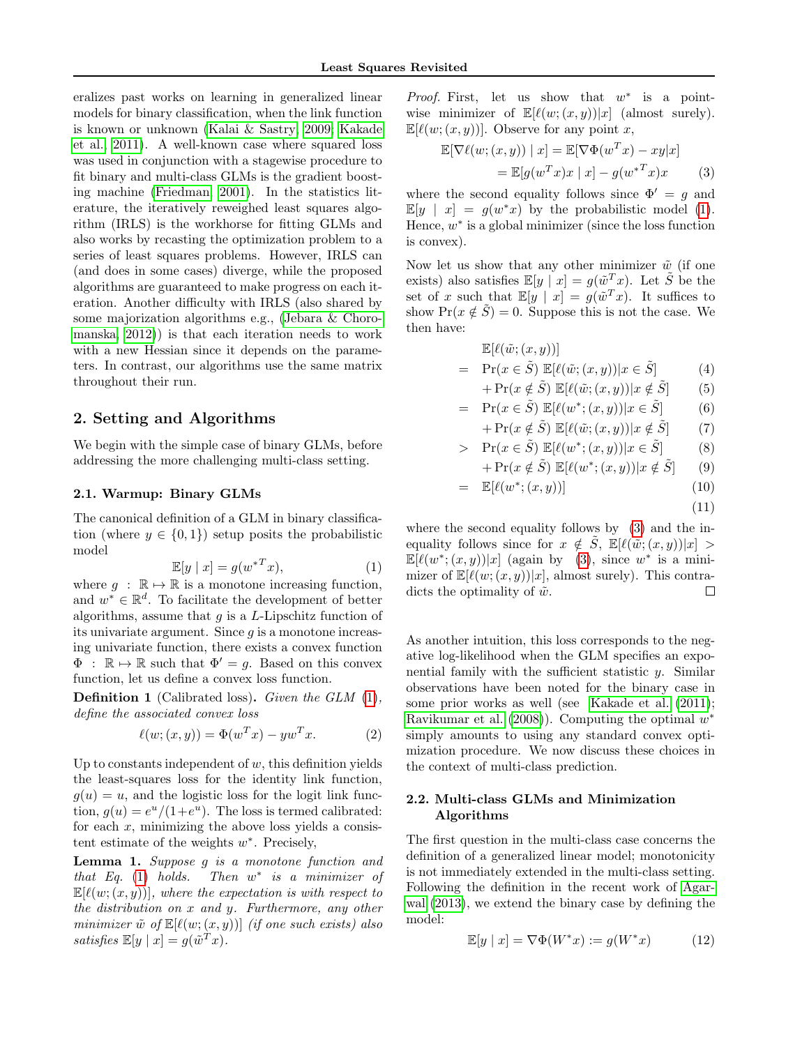eralizes past works on learning in generalized linear models for binary classification, when the link function is known or unknown (Kalai & Sastry, 2009; Kakade et al., 2011). A well-known case where squared loss was used in conjunction with a stagewise procedure to fit binary and multi-class GLMs is the gradient boosting machine (Friedman, 2001). In the statistics literature, the iteratively reweighed least squares algorithm (IRLS) is the workhorse for fitting GLMs and also works by recasting the optimization problem to a series of least squares problems. However, IRLS can (and does in some cases) diverge, while the proposed algorithms are guaranteed to make progress on each iteration. Another difficulty with IRLS (also shared by some majorization algorithms e.g., (Jebara & Choromanska, 2012)) is that each iteration needs to work with a new Hessian since it depends on the parameters. In contrast, our algorithms use the same matrix throughout their run.

## 2. Setting and Algorithms

We begin with the simple case of binary GLMs, before addressing the more challenging multi-class setting.

### 2.1. Warmup: Binary GLMs

The canonical definition of a GLM in binary classification (where $y \in \{0, 1\}$) setup posits the probabilistic model

$$\mathbb{E}[y \mid x] = g(w^{*T} x), \tag{1}$$

where $g : \mathbb{R} \mapsto \mathbb{R}$ is a monotone increasing function, and $w^* \in \mathbb{R}^d$. To facilitate the development of better algorithms, assume that $g$ is a $L$-Lipschitz function of its univariate argument. Since $g$ is a monotone increasing univariate function, there exists a convex function $\Phi : \mathbb{R} \mapsto \mathbb{R}$ such that $\Phi' = g$. Based on this convex function, let us define a convex loss function.

**Definition 1** (Calibrated loss)**.** *Given the GLM (1), define the associated convex loss*

$$\ell(w; (x, y)) = \Phi(w^T x) - y w^T x. \tag{2}$$

Up to constants independent of $w$, this definition yields the least-squares loss for the identity link function, $g(u) = u$, and the logistic loss for the logit link function, $g(u) = e^u/(1+e^u)$. The loss is termed calibrated: for each $x$, minimizing the above loss yields a consistent estimate of the weights $w^*$. Precisely,

**Lemma 1.** *Suppose $g$ is a monotone function and that Eq. (1) holds. Then $w^*$ is a minimizer of $\mathbb{E}[\ell(w; (x, y))]$, where the expectation is with respect to the distribution on $x$ and $y$. Furthermore, any other minimizer $\tilde{w}$ of $\mathbb{E}[\ell(w; (x, y))]$ (if one such exists) also satisfies $\mathbb{E}[y \mid x] = g(\tilde{w}^T x)$.*

*Proof.* First, let us show that $w^*$ is a pointwise minimizer of $\mathbb{E}[\ell(w; (x, y))|x]$ (almost surely). $\mathbb{E}[\ell(w; (x, y))]$. Observe for any point $x$,

$$\begin{aligned} \mathbb{E}[\nabla \ell(w; (x, y)) \mid x] &= \mathbb{E}[\nabla \Phi(w^T x) - xy|x] \\ &= \mathbb{E}[g(w^T x)x \mid x] - g(w^{*T} x)x \end{aligned} \tag{3}$$

where the second equality follows since $\Phi' = g$ and $\mathbb{E}[y \mid x] = g(w^* x)$ by the probabilistic model (1). Hence, $w^*$ is a global minimizer (since the loss function is convex).

Now let us show that any other minimizer $\tilde{w}$ (if one exists) also satisfies $\mathbb{E}[y \mid x] = g(\tilde{w}^T x)$. Let $\tilde{S}$ be the set of $x$ such that $\mathbb{E}[y \mid x] = g(\tilde{w}^T x)$. It suffices to show $\Pr(x \notin \tilde{S}) = 0$. Suppose this is not the case. We then have:

$$\begin{aligned}
& \mathbb{E}[\ell(\tilde{w}; (x, y))] \\
= \;& \Pr(x \in \tilde{S}) \; \mathbb{E}[\ell(\tilde{w}; (x, y))|x \in \tilde{S}] \qquad (4)\\
& + \Pr(x \notin \tilde{S}) \; \mathbb{E}[\ell(\tilde{w}; (x, y))|x \notin \tilde{S}] \qquad (5)\\
= \;& \Pr(x \in \tilde{S}) \; \mathbb{E}[\ell(w^*; (x, y))|x \in \tilde{S}] \qquad (6)\\
& + \Pr(x \notin \tilde{S}) \; \mathbb{E}[\ell(\tilde{w}; (x, y))|x \notin \tilde{S}] \qquad (7)\\
> \;& \Pr(x \in \tilde{S}) \; \mathbb{E}[\ell(w^*; (x, y))|x \in \tilde{S}] \qquad (8)\\
& + \Pr(x \notin \tilde{S}) \; \mathbb{E}[\ell(w^*; (x, y))|x \notin \tilde{S}] \qquad (9)\\
= \;& \mathbb{E}[\ell(w^*; (x, y))] \qquad (10)\\
& \qquad (11)
\end{aligned}$$

where the second equality follows by (3) and the inequality follows since for $x \notin \tilde{S}$, $\mathbb{E}[\ell(\tilde{w}; (x, y))|x] > \mathbb{E}[\ell(w^*; (x, y))|x]$ (again by (3), since $w^*$ is a minimizer of $\mathbb{E}[\ell(w; (x, y))|x]$, almost surely). This contradicts the optimality of $\tilde{w}$. ∎

As another intuition, this loss corresponds to the negative log-likelihood when the GLM specifies an exponential family with the sufficient statistic $y$. Similar observations have been noted for the binary case in some prior works as well (see Kakade et al. (2011); Ravikumar et al. (2008)). Computing the optimal $w^*$ simply amounts to using any standard convex optimization procedure. We now discuss these choices in the context of multi-class prediction.

### 2.2. Multi-class GLMs and Minimization Algorithms

The first question in the multi-class case concerns the definition of a generalized linear model; monotonicity is not immediately extended in the multi-class setting. Following the definition in the recent work of Agarwal (2013), we extend the binary case by defining the model:

$$\mathbb{E}[y \mid x] = \nabla \Phi(W^* x) := g(W^* x) \tag{12}$$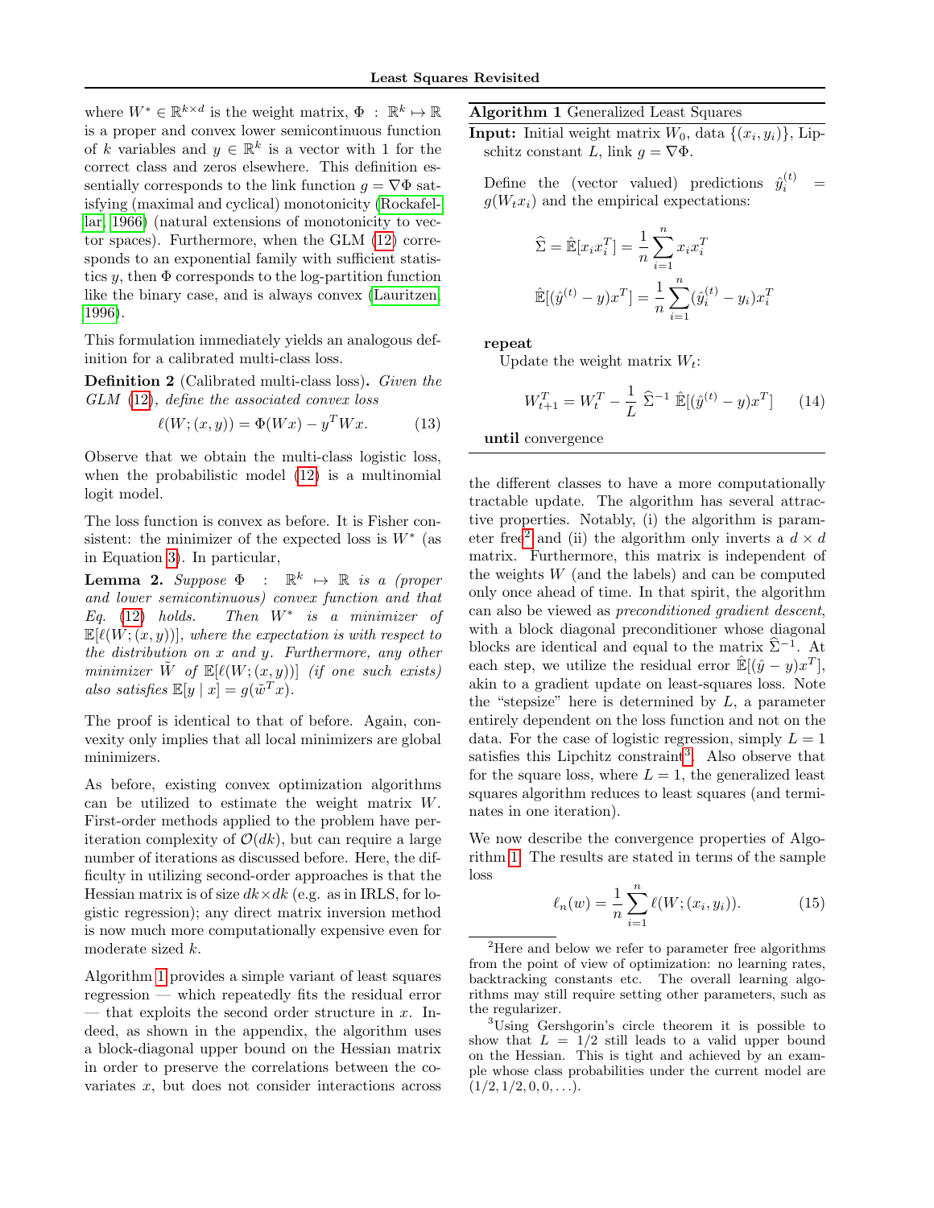where $W^* \in \mathbb{R}^{k \times d}$ is the weight matrix, $\Phi : \mathbb{R}^k \mapsto \mathbb{R}$ is a proper and convex lower semicontinuous function of $k$ variables and $y \in \mathbb{R}^k$ is a vector with 1 for the correct class and zeros elsewhere. This definition essentially corresponds to the link function $g = \nabla\Phi$ satisfying (maximal and cyclical) monotonicity (Rockafellar, 1966) (natural extensions of monotonicity to vector spaces). Furthermore, when the GLM (12) corresponds to an exponential family with sufficient statistics $y$, then $\Phi$ corresponds to the log-partition function like the binary case, and is always convex (Lauritzen, 1996).

This formulation immediately yields an analogous definition for a calibrated multi-class loss.

**Definition 2** (Calibrated multi-class loss)**.** *Given the GLM (12), define the associated convex loss*

$$\ell(W; (x, y)) = \Phi(Wx) - y^T Wx. \tag{13}$$

Observe that we obtain the multi-class logistic loss, when the probabilistic model (12) is a multinomial logit model.

The loss function is convex as before. It is Fisher consistent: the minimizer of the expected loss is $W^*$ (as in Equation 3). In particular,

**Lemma 2.** *Suppose $\Phi : \mathbb{R}^k \mapsto \mathbb{R}$ is a (proper and lower semicontinuous) convex function and that Eq. (12) holds. Then $W^*$ is a minimizer of $\mathbb{E}[\ell(W; (x, y))]$, where the expectation is with respect to the distribution on $x$ and $y$. Furthermore, any other minimizer $\tilde{W}$ of $\mathbb{E}[\ell(W; (x, y))]$ (if one such exists) also satisfies $\mathbb{E}[y \mid x] = g(\tilde{w}^T x)$.*

The proof is identical to that of before. Again, convexity only implies that all local minimizers are global minimizers.

As before, existing convex optimization algorithms can be utilized to estimate the weight matrix $W$. First-order methods applied to the problem have per-iteration complexity of $\mathcal{O}(dk)$, but can require a large number of iterations as discussed before. Here, the difficulty in utilizing second-order approaches is that the Hessian matrix is of size $dk \times dk$ (e.g. as in IRLS, for logistic regression); any direct matrix inversion method is now much more computationally expensive even for moderate sized $k$.

Algorithm 1 provides a simple variant of least squares regression — which repeatedly fits the residual error — that exploits the second order structure in $x$. Indeed, as shown in the appendix, the algorithm uses a block-diagonal upper bound on the Hessian matrix in order to preserve the correlations between the covariates $x$, but does not consider interactions across the different classes to have a more computationally tractable update. The algorithm has several attractive properties. Notably, (i) the algorithm is parameter free[2] and (ii) the algorithm only inverts a $d \times d$ matrix. Furthermore, this matrix is independent of the weights $W$ (and the labels) and can be computed only once ahead of time. In that spirit, the algorithm can also be viewed as *preconditioned gradient descent*, with a block diagonal preconditioner whose diagonal blocks are identical and equal to the matrix $\widehat{\Sigma}^{-1}$. At each step, we utilize the residual error $\hat{\mathbb{E}}[(\hat{y} - y)x^T]$, akin to a gradient update on least-squares loss. Note the "stepsize" here is determined by $L$, a parameter entirely dependent on the loss function and not on the data. For the case of logistic regression, simply $L = 1$ satisfies this Lipchitz constraint[3]. Also observe that for the square loss, where $L = 1$, the generalized least squares algorithm reduces to least squares (and terminates in one iteration).

---

**Algorithm 1** Generalized Least Squares

**Input:** Initial weight matrix $W_0$, data $\{(x_i, y_i)\}$, Lipschitz constant $L$, link $g = \nabla\Phi$.

Define the (vector valued) predictions $\hat{y}_i^{(t)} = g(W_t x_i)$ and the empirical expectations:

$$\widehat{\Sigma} = \hat{\mathbb{E}}[x_i x_i^T] = \frac{1}{n}\sum_{i=1}^{n} x_i x_i^T$$

$$\hat{\mathbb{E}}[(\hat{y}^{(t)} - y)x^T] = \frac{1}{n}\sum_{i=1}^{n} (\hat{y}_i^{(t)} - y_i)x_i^T$$

**repeat**

Update the weight matrix $W_t$:

$$W_{t+1}^T = W_t^T - \frac{1}{L}\,\widehat{\Sigma}^{-1}\,\hat{\mathbb{E}}[(\hat{y}^{(t)} - y)x^T] \tag{14}$$

**until** convergence

---

We now describe the convergence properties of Algorithm 1. The results are stated in terms of the sample loss

$$\ell_n(w) = \frac{1}{n}\sum_{i=1}^{n} \ell(W; (x_i, y_i)). \tag{15}$$

[2] Here and below we refer to parameter free algorithms from the point of view of optimization: no learning rates, backtracking constants etc. The overall learning algorithms may still require setting other parameters, such as the regularizer.

[3] Using Gershgorin's circle theorem it is possible to show that $L = 1/2$ still leads to a valid upper bound on the Hessian. This is tight and achieved by an example whose class probabilities under the current model are $(1/2, 1/2, 0, 0, \ldots)$.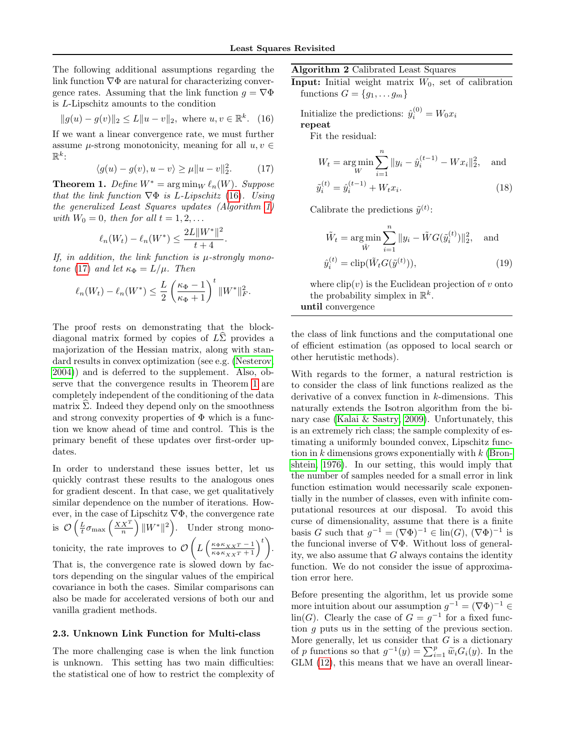The following additional assumptions regarding the link function $\nabla\Phi$ are natural for characterizing convergence rates. Assuming that the link function $g = \nabla\Phi$ is $L$-Lipschitz amounts to the condition

$$\|g(u) - g(v)\|_2 \leq L\|u - v\|_2, \text{ where } u, v \in \mathbb{R}^k. \quad (16)$$

If we want a linear convergence rate, we must further assume $\mu$-strong monotonicity, meaning for all $u, v \in \mathbb{R}^k$:

$$\langle g(u) - g(v), u - v\rangle \geq \mu\|u - v\|_2^2. \quad (17)$$

**Theorem 1.** *Define $W^* = \arg\min_W \ell_n(W)$. Suppose that the link function $\nabla\Phi$ is $L$-Lipschitz (16). Using the generalized Least Squares updates (Algorithm 1) with $W_0 = 0$, then for all $t = 1, 2, \ldots$*

$$\ell_n(W_t) - \ell_n(W^*) \leq \frac{2L\|W^*\|^2}{t+4}.$$

*If, in addition, the link function is $\mu$-strongly monotone (17) and let $\kappa_\Phi = L/\mu$. Then*

$$\ell_n(W_t) - \ell_n(W^*) \leq \frac{L}{2}\left(\frac{\kappa_\Phi - 1}{\kappa_\Phi + 1}\right)^t \|W^*\|_F^2.$$

The proof rests on demonstrating that the block-diagonal matrix formed by copies of $L\widehat{\Sigma}$ provides a majorization of the Hessian matrix, along with standard results in convex optimization (see e.g. (Nesterov, 2004)) and is deferred to the supplement. Also, observe that the convergence results in Theorem 1 are completely independent of the conditioning of the data matrix $\widehat{\Sigma}$. Indeed they depend only on the smoothness and strong convexity properties of $\Phi$ which is a function we know ahead of time and control. This is the primary benefit of these updates over first-order updates.

In order to understand these issues better, let us quickly contrast these results to the analogous ones for gradient descent. In that case, we get qualitatively similar dependence on the number of iterations. However, in the case of Lipschitz $\nabla\Phi$, the convergence rate is $\mathcal{O}\left(\frac{L}{t}\sigma_{\max}\left(\frac{XX^T}{n}\right)\|W^*\|^2\right)$. Under strong monotonicity, the rate improves to $\mathcal{O}\left(L\left(\frac{\kappa_\Phi\kappa_{XX^T} - 1}{\kappa_\Phi\kappa_{XX^T} + 1}\right)^t\right)$. That is, the convergence rate is slowed down by factors depending on the singular values of the empirical covariance in both the cases. Similar comparisons can also be made for accelerated versions of both our and vanilla gradient methods.

### 2.3. Unknown Link Function for Multi-class

The more challenging case is when the link function is unknown. This setting has two main difficulties: the statistical one of how to restrict the complexity of the class of link functions and the computational one of efficient estimation (as opposed to local search or other herutistic methods).

**Algorithm 2** Calibrated Least Squares

**Input:** Initial weight matrix $W_0$, set of calibration functions $G = \{g_1, \ldots g_m\}$

Initialize the predictions: $\hat{y}_i^{(0)} = W_0 x_i$

**repeat**

Fit the residual:

$$W_t = \arg\min_W \sum_{i=1}^n \|y_i - \hat{y}_i^{(t-1)} - W x_i\|_2^2, \quad \text{and}$$

$$\tilde{y}_i^{(t)} = \hat{y}_i^{(t-1)} + W_t x_i. \quad (18)$$

Calibrate the predictions $\tilde{y}^{(t)}$:

$$\tilde{W}_t = \arg\min_{\tilde{W}} \sum_{i=1}^n \|y_i - \tilde{W}G(\tilde{y}_i^{(t)})\|_2^2, \quad \text{and}$$

$$\hat{y}_i^{(t)} = \text{clip}(\tilde{W}_t G(\tilde{y}^{(t)})), \quad (19)$$

where $\text{clip}(v)$ is the Euclidean projection of $v$ onto the probability simplex in $\mathbb{R}^k$.

**until** convergence

With regards to the former, a natural restriction is to consider the class of link functions realized as the derivative of a convex function in $k$-dimensions. This naturally extends the Isotron algorithm from the binary case (Kalai & Sastry, 2009). Unfortunately, this is an extremely rich class; the sample complexity of estimating a uniformly bounded convex, Lipschitz function in $k$ dimensions grows exponentially with $k$ (Bronshtein, 1976). In our setting, this would imply that the number of samples needed for a small error in link function estimation would necessarily scale exponentially in the number of classes, even with infinite computational resources at our disposal. To avoid this curse of dimensionality, assume that there is a finite basis $G$ such that $g^{-1} = (\nabla\Phi)^{-1} \in \text{lin}(G)$, $(\nabla\Phi)^{-1}$ is the funcional inverse of $\nabla\Phi$. Without loss of generality, we also assume that $G$ always contains the identity function. We do not consider the issue of approximation error here.

Before presenting the algorithm, let us provide some more intuition about our assumption $g^{-1} = (\nabla\Phi)^{-1} \in \text{lin}(G)$. Clearly the case of $G = g^{-1}$ for a fixed function $g$ puts us in the setting of the previous section. More generally, let us consider that $G$ is a dictionary of $p$ functions so that $g^{-1}(y) = \sum_{i=1}^p \widetilde{w}_i G_i(y)$. In the GLM (12), this means that we have an overall linear-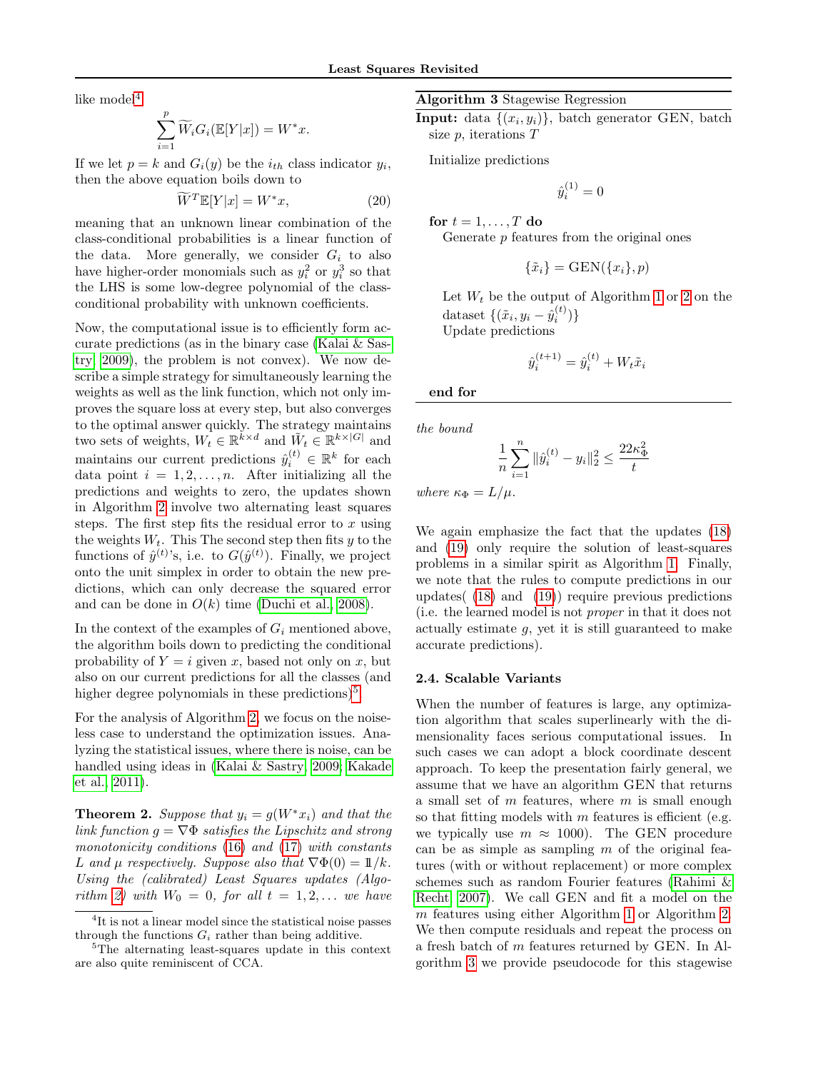like model[4]

$$\sum_{i=1}^{p} \widetilde{W}_i G_i(\mathbb{E}[Y|x]) = W^* x.$$

If we let $p = k$ and $G_i(y)$ be the $i_{th}$ class indicator $y_i$, then the above equation boils down to

$$\widetilde{W}^T \mathbb{E}[Y|x] = W^* x, \tag{20}$$

meaning that an unknown linear combination of the class-conditional probabilities is a linear function of the data. More generally, we consider $G_i$ to also have higher-order monomials such as $y_i^2$ or $y_i^3$ so that the LHS is some low-degree polynomial of the class-conditional probability with unknown coefficients.

Now, the computational issue is to efficiently form accurate predictions (as in the binary case (Kalai & Sastry, 2009), the problem is not convex). We now describe a simple strategy for simultaneously learning the weights as well as the link function, which not only improves the square loss at every step, but also converges to the optimal answer quickly. The strategy maintains two sets of weights, $W_t \in \mathbb{R}^{k\times d}$ and $\widetilde{W}_t \in \mathbb{R}^{k\times|G|}$ and maintains our current predictions $\hat{y}_i^{(t)} \in \mathbb{R}^k$ for each data point $i = 1, 2, \ldots, n$. After initializing all the predictions and weights to zero, the updates shown in Algorithm 2 involve two alternating least squares steps. The first step fits the residual error to $x$ using the weights $W_t$. This The second step then fits $y$ to the functions of $\hat{y}^{(t)}$'s, i.e. to $G(\hat{y}^{(t)})$. Finally, we project onto the unit simplex in order to obtain the new predictions, which can only decrease the squared error and can be done in $O(k)$ time (Duchi et al., 2008).

In the context of the examples of $G_i$ mentioned above, the algorithm boils down to predicting the conditional probability of $Y = i$ given $x$, but based not only on $x$, but also on our current predictions for all the classes (and higher degree polynomials in these predictions)[5].

For the analysis of Algorithm 2, we focus on the noiseless case to understand the optimization issues. Analyzing the statistical issues, where there is noise, can be handled using ideas in (Kalai & Sastry, 2009; Kakade et al., 2011).

**Theorem 2.** *Suppose that $y_i = g(W^* x_i)$ and that the link function $g = \nabla\Phi$ satisfies the Lipschitz and strong monotonicity conditions (16) and (17) with constants $L$ and $\mu$ respectively. Suppose also that $\nabla\Phi(0) = \mathbb{1}/k$. Using the (calibrated) Least Squares updates (Algorithm 2) with $W_0 = 0$, for all $t = 1, 2, \ldots$ we have the bound*

$$\frac{1}{n}\sum_{i=1}^{n} \|\hat{y}_i^{(t)} - y_i\|_2^2 \le \frac{22\kappa_\Phi^2}{t}$$

*where $\kappa_\Phi = L/\mu$.*

We again emphasize the fact that the updates (18) and (19) only require the solution of least-squares problems in a similar spirit as Algorithm 1. Finally, we note that the rules to compute predictions in our updates( (18) and (19)) require previous predictions (i.e. the learned model is not *proper* in that it does not actually estimate $g$, yet it is still guaranteed to make accurate predictions).

[4] It is not a linear model since the statistical noise passes through the functions $G_i$ rather than being additive.

[5] The alternating least-squares update in this context are also quite reminiscent of CCA.

---

**Algorithm 3** Stagewise Regression

**Input:** data $\{(x_i, y_i)\}$, batch generator GEN, batch size $p$, iterations $T$

Initialize predictions

$$\hat{y}_i^{(1)} = 0$$

**for** $t = 1, \ldots, T$ **do**

Generate $p$ features from the original ones

$$\{\tilde{x}_i\} = \text{GEN}(\{x_i\}, p)$$

Let $W_t$ be the output of Algorithm 1 or 2 on the dataset $\{(\tilde{x}_i, y_i - \hat{y}_i^{(t)})\}$

Update predictions

$$\hat{y}_i^{(t+1)} = \hat{y}_i^{(t)} + W_t \tilde{x}_i$$

**end for**

---

### 2.4. Scalable Variants

When the number of features is large, any optimization algorithm that scales superlinearly with the dimensionality faces serious computational issues. In such cases we can adopt a block coordinate descent approach. To keep the presentation fairly general, we assume that we have an algorithm GEN that returns a small set of $m$ features, where $m$ is small enough so that fitting models with $m$ features is efficient (e.g. we typically use $m \approx 1000$). The GEN procedure can be as simple as sampling $m$ of the original features (with or without replacement) or more complex schemes such as random Fourier features (Rahimi & Recht, 2007). We call GEN and fit a model on the $m$ features using either Algorithm 1 or Algorithm 2. We then compute residuals and repeat the process on a fresh batch of $m$ features returned by GEN. In Algorithm 3 we provide pseudocode for this stagewise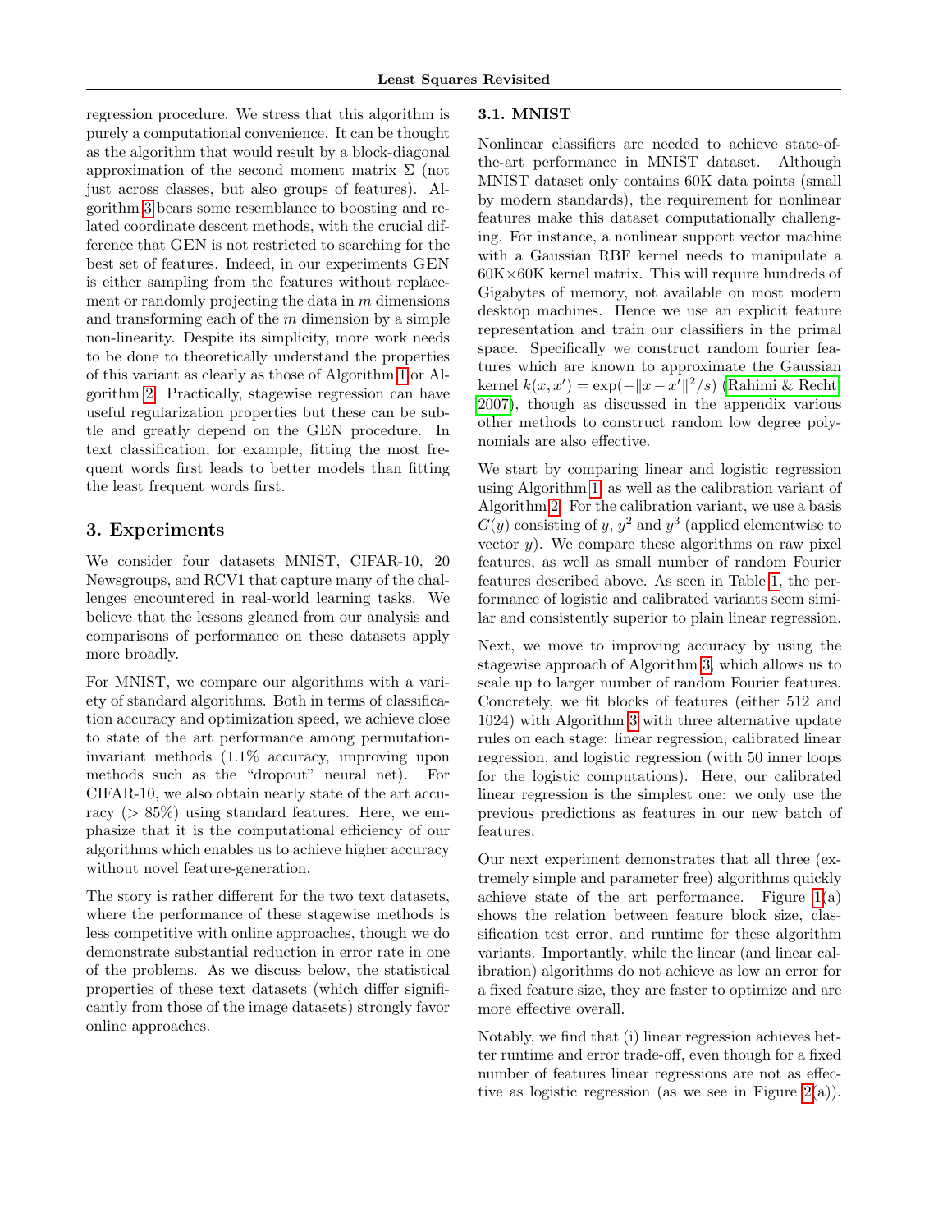regression procedure. We stress that this algorithm is purely a computational convenience. It can be thought as the algorithm that would result by a block-diagonal approximation of the second moment matrix $\Sigma$ (not just across classes, but also groups of features). Algorithm 3 bears some resemblance to boosting and related coordinate descent methods, with the crucial difference that GEN is not restricted to searching for the best set of features. Indeed, in our experiments GEN is either sampling from the features without replacement or randomly projecting the data in $m$ dimensions and transforming each of the $m$ dimension by a simple non-linearity. Despite its simplicity, more work needs to be done to theoretically understand the properties of this variant as clearly as those of Algorithm 1 or Algorithm 2. Practically, stagewise regression can have useful regularization properties but these can be subtle and greatly depend on the GEN procedure. In text classification, for example, fitting the most frequent words first leads to better models than fitting the least frequent words first.

## 3. Experiments

We consider four datasets MNIST, CIFAR-10, 20 Newsgroups, and RCV1 that capture many of the challenges encountered in real-world learning tasks. We believe that the lessons gleaned from our analysis and comparisons of performance on these datasets apply more broadly.

For MNIST, we compare our algorithms with a variety of standard algorithms. Both in terms of classification accuracy and optimization speed, we achieve close to state of the art performance among permutation-invariant methods (1.1% accuracy, improving upon methods such as the "dropout" neural net). For CIFAR-10, we also obtain nearly state of the art accuracy ($> 85\%$) using standard features. Here, we emphasize that it is the computational efficiency of our algorithms which enables us to achieve higher accuracy without novel feature-generation.

The story is rather different for the two text datasets, where the performance of these stagewise methods is less competitive with online approaches, though we do demonstrate substantial reduction in error rate in one of the problems. As we discuss below, the statistical properties of these text datasets (which differ significantly from those of the image datasets) strongly favor online approaches.

### 3.1. MNIST

Nonlinear classifiers are needed to achieve state-of-the-art performance in MNIST dataset. Although MNIST dataset only contains 60K data points (small by modern standards), the requirement for nonlinear features make this dataset computationally challenging. For instance, a nonlinear support vector machine with a Gaussian RBF kernel needs to manipulate a 60K×60K kernel matrix. This will require hundreds of Gigabytes of memory, not available on most modern desktop machines. Hence we use an explicit feature representation and train our classifiers in the primal space. Specifically we construct random fourier features which are known to approximate the Gaussian kernel $k(x, x') = \exp(-\|x - x'\|^2/s)$ (Rahimi & Recht, 2007), though as discussed in the appendix various other methods to construct random low degree polynomials are also effective.

We start by comparing linear and logistic regression using Algorithm 1, as well as the calibration variant of Algorithm 2. For the calibration variant, we use a basis $G(y)$ consisting of $y$, $y^2$ and $y^3$ (applied elementwise to vector $y$). We compare these algorithms on raw pixel features, as well as small number of random Fourier features described above. As seen in Table 1, the performance of logistic and calibrated variants seem similar and consistently superior to plain linear regression.

Next, we move to improving accuracy by using the stagewise approach of Algorithm 3, which allows us to scale up to larger number of random Fourier features. Concretely, we fit blocks of features (either 512 and 1024) with Algorithm 3 with three alternative update rules on each stage: linear regression, calibrated linear regression, and logistic regression (with 50 inner loops for the logistic computations). Here, our calibrated linear regression is the simplest one: we only use the previous predictions as features in our new batch of features.

Our next experiment demonstrates that all three (extremely simple and parameter free) algorithms quickly achieve state of the art performance. Figure 1(a) shows the relation between feature block size, classification test error, and runtime for these algorithm variants. Importantly, while the linear (and linear calibration) algorithms do not achieve as low an error for a fixed feature size, they are faster to optimize and are more effective overall.

Notably, we find that (i) linear regression achieves better runtime and error trade-off, even though for a fixed number of features linear regressions are not as effective as logistic regression (as we see in Figure 2(a)).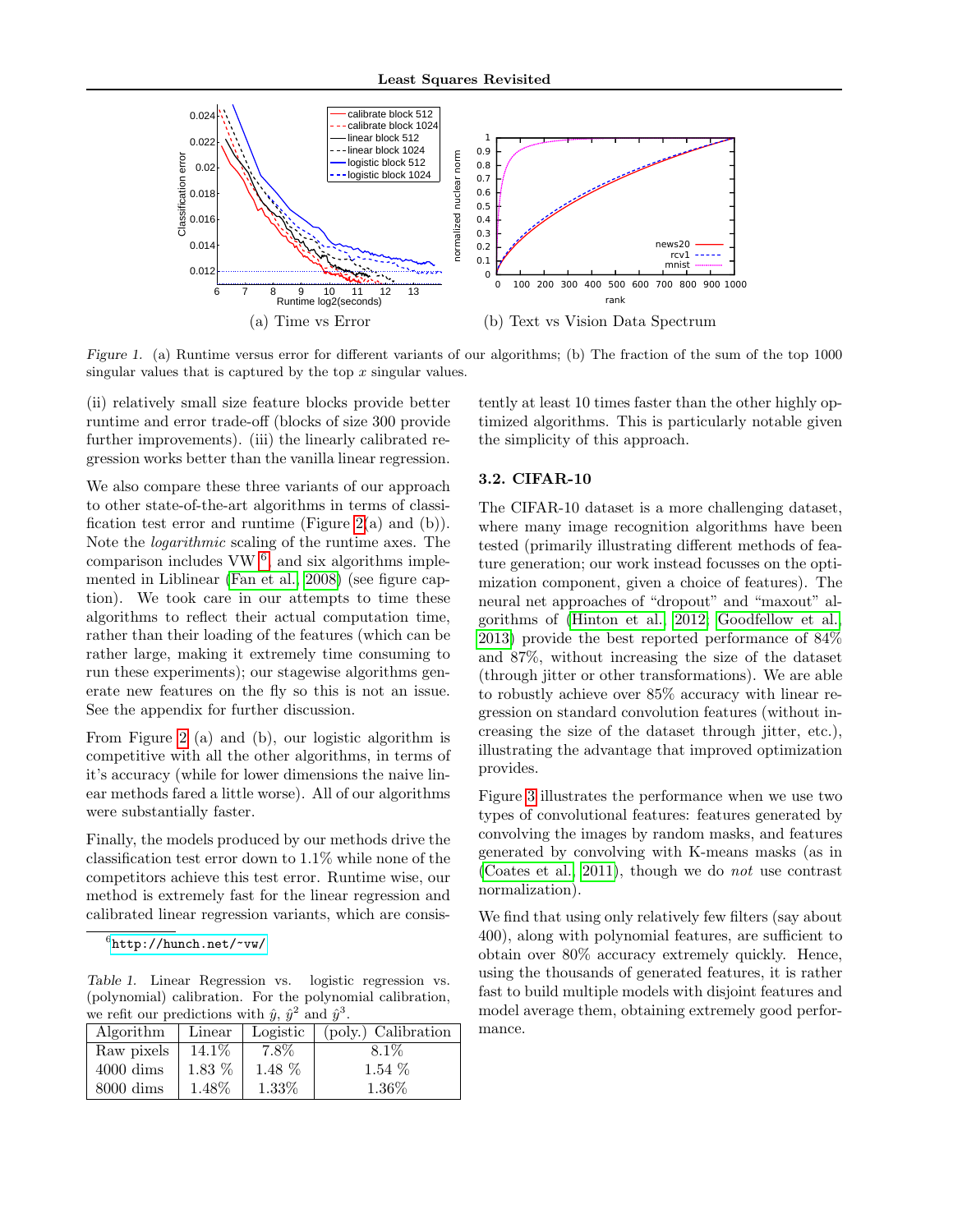(a) Time vs Error

(b) Text vs Vision Data Spectrum

*Figure 1.* (a) Runtime versus error for different variants of our algorithms; (b) The fraction of the sum of the top 1000 singular values that is captured by the top $x$ singular values.

(ii) relatively small size feature blocks provide better runtime and error trade-off (blocks of size 300 provide further improvements). (iii) the linearly calibrated regression works better than the vanilla linear regression.

We also compare these three variants of our approach to other state-of-the-art algorithms in terms of classification test error and runtime (Figure 2(a) and (b)). Note the *logarithmic* scaling of the runtime axes. The comparison includes VW [6], and six algorithms implemented in Liblinear (Fan et al., 2008) (see figure caption). We took care in our attempts to time these algorithms to reflect their actual computation time, rather than their loading of the features (which can be rather large, making it extremely time consuming to run these experiments); our stagewise algorithms generate new features on the fly so this is not an issue. See the appendix for further discussion.

From Figure 2 (a) and (b), our logistic algorithm is competitive with all the other algorithms, in terms of it's accuracy (while for lower dimensions the naive linear methods fared a little worse). All of our algorithms were substantially faster.

Finally, the models produced by our methods drive the classification test error down to 1.1% while none of the competitors achieve this test error. Runtime wise, our method is extremely fast for the linear regression and calibrated linear regression variants, which are consistently at least 10 times faster than the other highly optimized algorithms. This is particularly notable given the simplicity of this approach.

[6] http://hunch.net/~vw/

*Table 1.* Linear Regression vs. logistic regression vs. (polynomial) calibration. For the polynomial calibration, we refit our predictions with $\hat{y}$, $\hat{y}^2$ and $\hat{y}^3$.

| Algorithm | Linear | Logistic | (poly.) Calibration |
|---|---|---|---|
| Raw pixels | 14.1% | 7.8% | 8.1% |
| 4000 dims | 1.83 % | 1.48 % | 1.54 % |
| 8000 dims | 1.48% | 1.33% | 1.36% |

### 3.2. CIFAR-10

The CIFAR-10 dataset is a more challenging dataset, where many image recognition algorithms have been tested (primarily illustrating different methods of feature generation; our work instead focusses on the optimization component, given a choice of features). The neural net approaches of "dropout" and "maxout" algorithms of (Hinton et al., 2012; Goodfellow et al., 2013) provide the best reported performance of 84% and 87%, without increasing the size of the dataset (through jitter or other transformations). We are able to robustly achieve over 85% accuracy with linear regression on standard convolution features (without increasing the size of the dataset through jitter, etc.), illustrating the advantage that improved optimization provides.

Figure 3 illustrates the performance when we use two types of convolutional features: features generated by convolving the images by random masks, and features generated by convolving with K-means masks (as in (Coates et al., 2011), though we do *not* use contrast normalization).

We find that using only relatively few filters (say about 400), along with polynomial features, are sufficient to obtain over 80% accuracy extremely quickly. Hence, using the thousands of generated features, it is rather fast to build multiple models with disjoint features and model average them, obtaining extremely good performance.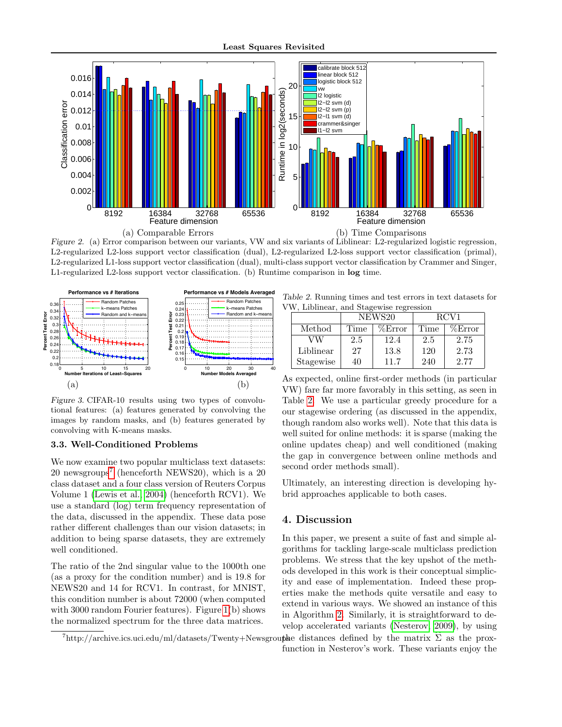Figure 2. (a) Error comparison between our variants, VW and six variants of Liblinear: L2-regularized logistic regression, L2-regularized L2-loss support vector classification (dual), L2-regularized L2-loss support vector classification (primal), L2-regularized L1-loss support vector classification (dual), multi-class support vector classification by Crammer and Singer, L1-regularized L2-loss support vector classification. (b) Runtime comparison in **log** time.

Figure 3. CIFAR-10 results using two types of convolutional features: (a) features generated by convolving the images by random masks, and (b) features generated by convolving with K-means masks.

### 3.3. Well-Conditioned Problems

We now examine two popular multiclass text datasets: 20 newsgroups[7] (henceforth NEWS20), which is a 20 class dataset and a four class version of Reuters Corpus Volume 1 (Lewis et al., 2004) (henceforth RCV1). We use a standard (log) term frequency representation of the data, discussed in the appendix. These data pose rather different challenges than our vision datasets; in addition to being sparse datasets, they are extremely well conditioned.

The ratio of the 2nd singular value to the 1000th one (as a proxy for the condition number) and is 19.8 for NEWS20 and 14 for RCV1. In contrast, for MNIST, this condition number is about 72000 (when computed with 3000 random Fourier features). Figure 1(b) shows the normalized spectrum for the three data matrices.

[7] http://archive.ics.uci.edu/ml/datasets/Twenty+Newsgroups

Table 2. Running times and test errors in text datasets for VW, Liblinear, and Stagewise regression

| | NEWS20 | | RCV1 | |
|---|---|---|---|---|
| Method | Time | %Error | Time | %Error |
| VW | 2.5 | 12.4 | 2.5 | 2.75 |
| Liblinear | 27 | 13.8 | 120 | 2.73 |
| Stagewise | 40 | 11.7 | 240 | 2.77 |

As expected, online first-order methods (in particular VW) fare far more favorably in this setting, as seen in Table 2. We use a particular greedy procedure for a our stagewise ordering (as discussed in the appendix, though random also works well). Note that this data is well suited for online methods: it is sparse (making the online updates cheap) and well conditioned (making the gap in convergence between online methods and second order methods small).

Ultimately, an interesting direction is developing hybrid approaches applicable to both cases.

## 4. Discussion

In this paper, we present a suite of fast and simple algorithms for tackling large-scale multiclass prediction problems. We stress that the key upshot of the methods developed in this work is their conceptual simplicity and ease of implementation. Indeed these properties make the methods quite versatile and easy to extend in various ways. We showed an instance of this in Algorithm 2. Similarly, it is straightforward to develop accelerated variants (Nesterov, 2009), by using the distances defined by the matrix $\Sigma$ as the prox-function in Nesterov's work. These variants enjoy the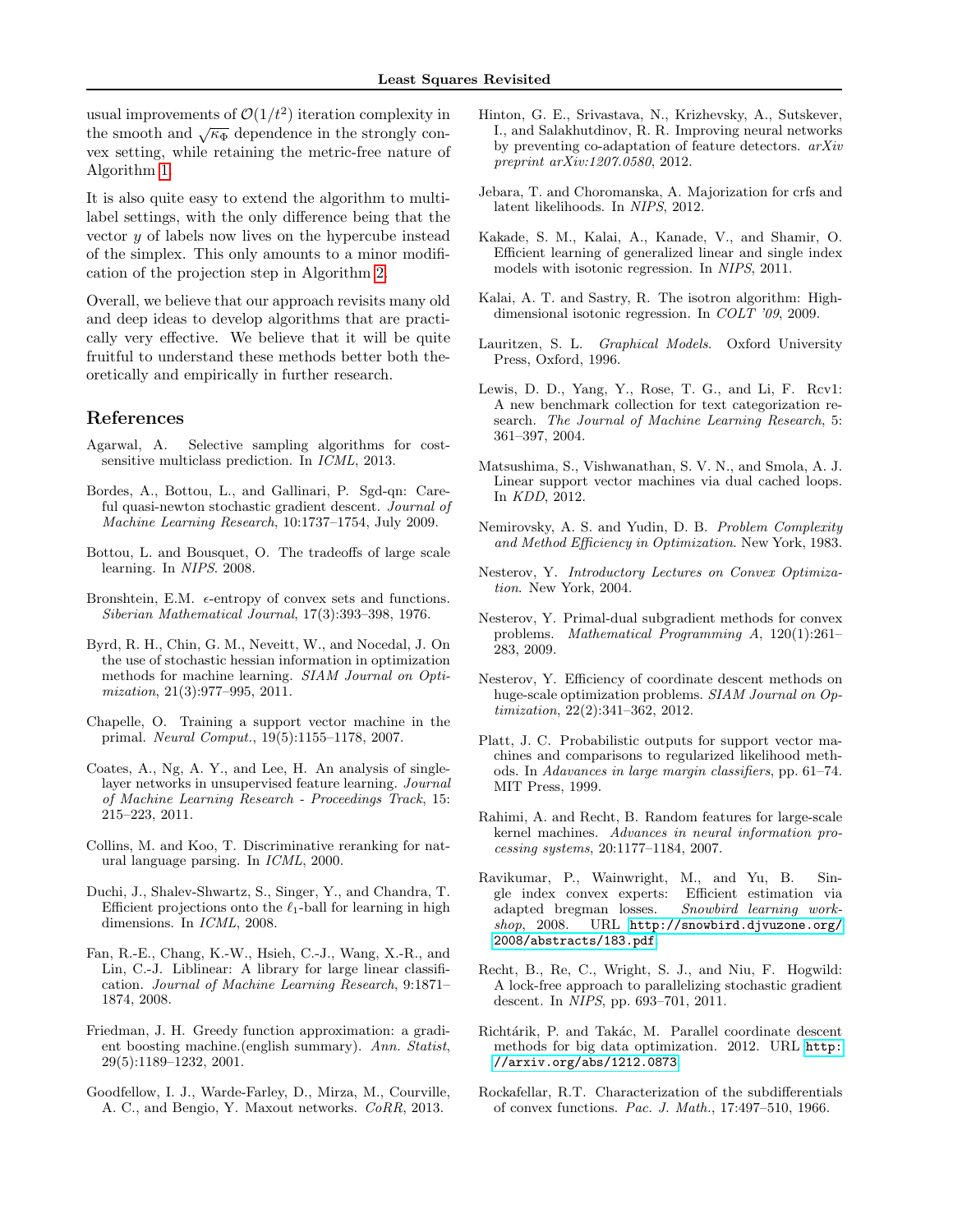usual improvements of $\mathcal{O}(1/t^2)$ iteration complexity in the smooth and $\sqrt{\kappa_\Phi}$ dependence in the strongly convex setting, while retaining the metric-free nature of Algorithm 1.

It is also quite easy to extend the algorithm to multilabel settings, with the only difference being that the vector $y$ of labels now lives on the hypercube instead of the simplex. This only amounts to a minor modification of the projection step in Algorithm 2.

Overall, we believe that our approach revisits many old and deep ideas to develop algorithms that are practically very effective. We believe that it will be quite fruitful to understand these methods better both theoretically and empirically in further research.

## References

Agarwal, A. Selective sampling algorithms for cost-sensitive multiclass prediction. In *ICML*, 2013.

Bordes, A., Bottou, L., and Gallinari, P. Sgd-qn: Careful quasi-newton stochastic gradient descent. *Journal of Machine Learning Research*, 10:1737–1754, July 2009.

Bottou, L. and Bousquet, O. The tradeoffs of large scale learning. In *NIPS*. 2008.

Bronshtein, E.M. $\epsilon$-entropy of convex sets and functions. *Siberian Mathematical Journal*, 17(3):393–398, 1976.

Byrd, R. H., Chin, G. M., Neveitt, W., and Nocedal, J. On the use of stochastic hessian information in optimization methods for machine learning. *SIAM Journal on Optimization*, 21(3):977–995, 2011.

Chapelle, O. Training a support vector machine in the primal. *Neural Comput.*, 19(5):1155–1178, 2007.

Coates, A., Ng, A. Y., and Lee, H. An analysis of single-layer networks in unsupervised feature learning. *Journal of Machine Learning Research - Proceedings Track*, 15: 215–223, 2011.

Collins, M. and Koo, T. Discriminative reranking for natural language parsing. In *ICML*, 2000.

Duchi, J., Shalev-Shwartz, S., Singer, Y., and Chandra, T. Efficient projections onto the $\ell_1$-ball for learning in high dimensions. In *ICML*, 2008.

Fan, R.-E., Chang, K.-W., Hsieh, C.-J., Wang, X.-R., and Lin, C.-J. Liblinear: A library for large linear classification. *Journal of Machine Learning Research*, 9:1871–1874, 2008.

Friedman, J. H. Greedy function approximation: a gradient boosting machine.(english summary). *Ann. Statist*, 29(5):1189–1232, 2001.

Goodfellow, I. J., Warde-Farley, D., Mirza, M., Courville, A. C., and Bengio, Y. Maxout networks. *CoRR*, 2013.

Hinton, G. E., Srivastava, N., Krizhevsky, A., Sutskever, I., and Salakhutdinov, R. R. Improving neural networks by preventing co-adaptation of feature detectors. *arXiv preprint arXiv:1207.0580*, 2012.

Jebara, T. and Choromanska, A. Majorization for crfs and latent likelihoods. In *NIPS*, 2012.

Kakade, S. M., Kalai, A., Kanade, V., and Shamir, O. Efficient learning of generalized linear and single index models with isotonic regression. In *NIPS*, 2011.

Kalai, A. T. and Sastry, R. The isotron algorithm: High-dimensional isotonic regression. In *COLT '09*, 2009.

Lauritzen, S. L. *Graphical Models*. Oxford University Press, Oxford, 1996.

Lewis, D. D., Yang, Y., Rose, T. G., and Li, F. Rcv1: A new benchmark collection for text categorization research. *The Journal of Machine Learning Research*, 5: 361–397, 2004.

Matsushima, S., Vishwanathan, S. V. N., and Smola, A. J. Linear support vector machines via dual cached loops. In *KDD*, 2012.

Nemirovsky, A. S. and Yudin, D. B. *Problem Complexity and Method Efficiency in Optimization*. New York, 1983.

Nesterov, Y. *Introductory Lectures on Convex Optimization*. New York, 2004.

Nesterov, Y. Primal-dual subgradient methods for convex problems. *Mathematical Programming A*, 120(1):261–283, 2009.

Nesterov, Y. Efficiency of coordinate descent methods on huge-scale optimization problems. *SIAM Journal on Optimization*, 22(2):341–362, 2012.

Platt, J. C. Probabilistic outputs for support vector machines and comparisons to regularized likelihood methods. In *Adavances in large margin classifiers*, pp. 61–74. MIT Press, 1999.

Rahimi, A. and Recht, B. Random features for large-scale kernel machines. *Advances in neural information processing systems*, 20:1177–1184, 2007.

Ravikumar, P., Wainwright, M., and Yu, B. Single index convex experts: Efficient estimation via adapted bregman losses. *Snowbird learning workshop*, 2008. URL http://snowbird.djvuzone.org/2008/abstracts/183.pdf.

Recht, B., Re, C., Wright, S. J., and Niu, F. Hogwild: A lock-free approach to parallelizing stochastic gradient descent. In *NIPS*, pp. 693–701, 2011.

Richtárik, P. and Takác, M. Parallel coordinate descent methods for big data optimization. 2012. URL http://arxiv.org/abs/1212.0873.

Rockafellar, R.T. Characterization of the subdifferentials of convex functions. *Pac. J. Math.*, 17:497–510, 1966.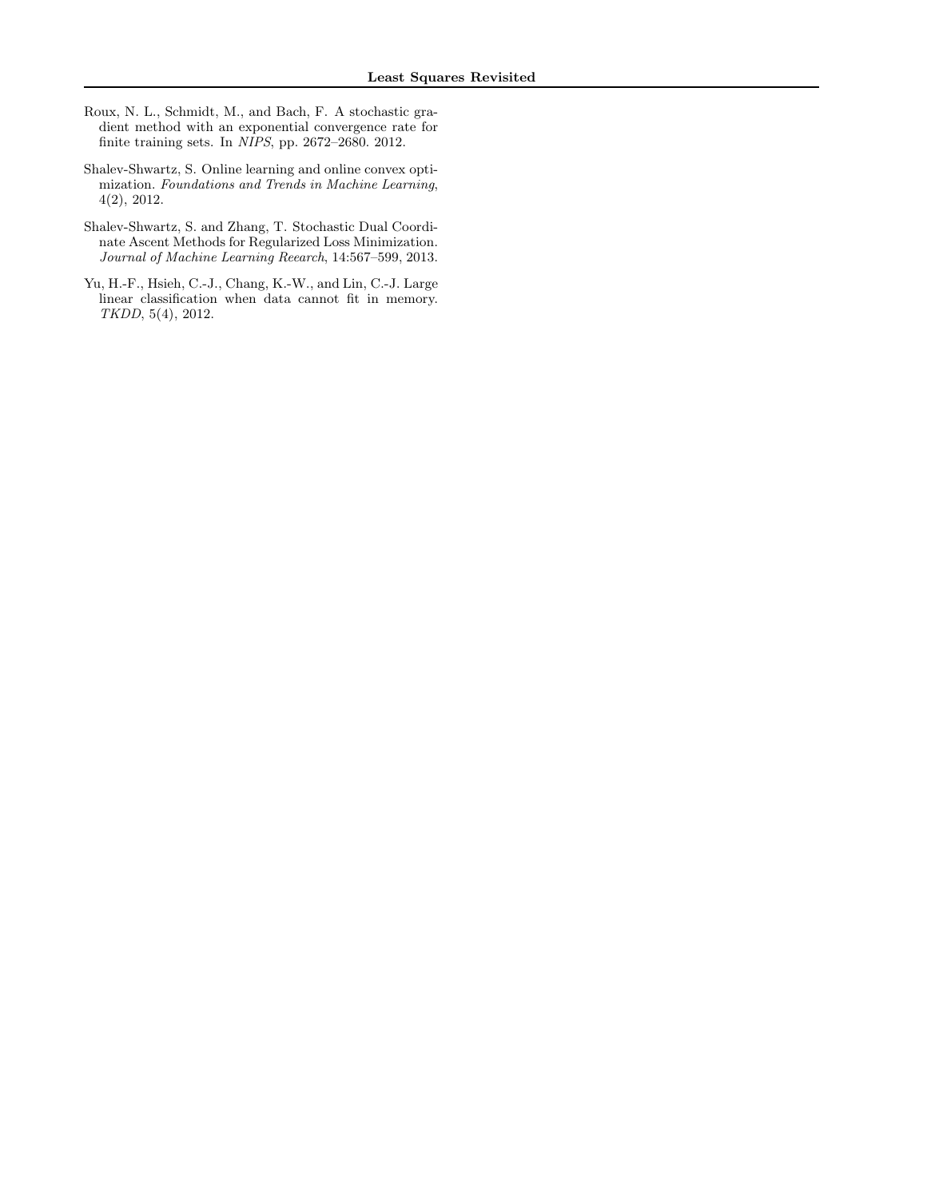Roux, N. L., Schmidt, M., and Bach, F. A stochastic gradient method with an exponential convergence rate for finite training sets. In *NIPS*, pp. 2672–2680. 2012.

Shalev-Shwartz, S. Online learning and online convex optimization. *Foundations and Trends in Machine Learning*, 4(2), 2012.

Shalev-Shwartz, S. and Zhang, T. Stochastic Dual Coordinate Ascent Methods for Regularized Loss Minimization. *Journal of Machine Learning Reearch*, 14:567–599, 2013.

Yu, H.-F., Hsieh, C.-J., Chang, K.-W., and Lin, C.-J. Large linear classification when data cannot fit in memory. *TKDD*, 5(4), 2012.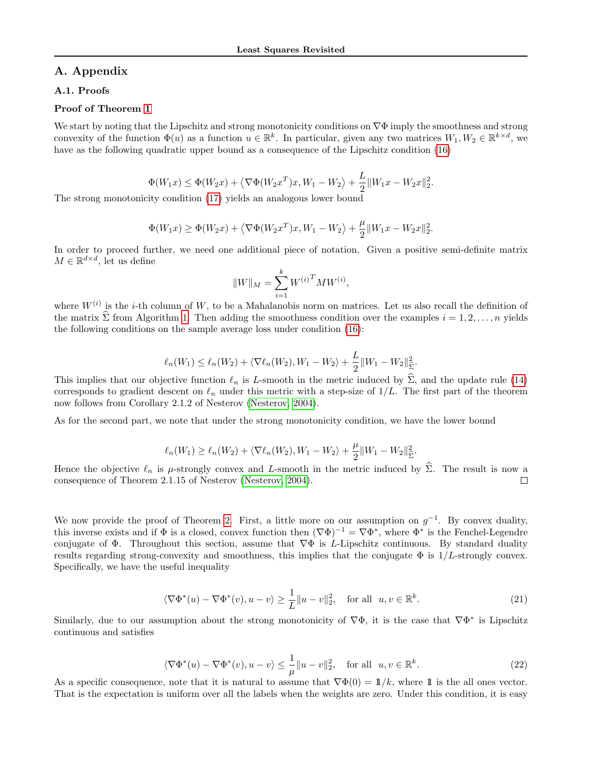# A. Appendix

## A.1. Proofs

**Proof of Theorem 1**

We start by noting that the Lipschitz and strong monotonicity conditions on $\nabla\Phi$ imply the smoothness and strong convexity of the function $\Phi(u)$ as a function $u \in \mathbb{R}^k$. In particular, given any two matrices $W_1, W_2 \in \mathbb{R}^{k\times d}$, we have as the following quadratic upper bound as a consequence of the Lipschitz condition (16)

$$\Phi(W_1 x) \leq \Phi(W_2 x) + \left\langle \nabla\Phi(W_2 x^T)x, W_1 - W_2 \right\rangle + \frac{L}{2}\|W_1 x - W_2 x\|_2^2.$$

The strong monotonicity condition (17) yields an analogous lower bound

$$\Phi(W_1 x) \geq \Phi(W_2 x) + \left\langle \nabla\Phi(W_2 x^T)x, W_1 - W_2 \right\rangle + \frac{\mu}{2}\|W_1 x - W_2 x\|_2^2.$$

In order to proceed further, we need one additional piece of notation. Given a positive semi-definite matrix $M \in \mathbb{R}^{d\times d}$, let us define

$$\|W\|_M = \sum_{i=1}^{k} {W^{(i)}}^T M W^{(i)},$$

where $W^{(i)}$ is the $i$-th column of $W$, to be a Mahalanobis norm on matrices. Let us also recall the definition of the matrix $\widehat{\Sigma}$ from Algorithm 1. Then adding the smoothness condition over the examples $i = 1, 2, \ldots, n$ yields the following conditions on the sample average loss under condition (16):

$$\ell_n(W_1) \leq \ell_n(W_2) + \langle \nabla\ell_n(W_2), W_1 - W_2 \rangle + \frac{L}{2}\|W_1 - W_2\|_{\widehat{\Sigma}}^2.$$

This implies that our objective function $\ell_n$ is $L$-smooth in the metric induced by $\widehat{\Sigma}$, and the update rule (14) corresponds to gradient descent on $\ell_n$ under this metric with a step-size of $1/L$. The first part of the theorem now follows from Corollary 2.1.2 of Nesterov (Nesterov, 2004).

As for the second part, we note that under the strong monotonicity condition, we have the lower bound

$$\ell_n(W_1) \geq \ell_n(W_2) + \langle \nabla\ell_n(W_2), W_1 - W_2 \rangle + \frac{\mu}{2}\|W_1 - W_2\|_{\widehat{\Sigma}}^2.$$

Hence the objective $\ell_n$ is $\mu$-strongly convex and $L$-smooth in the metric induced by $\widehat{\Sigma}$. The result is now a consequence of Theorem 2.1.15 of Nesterov (Nesterov, 2004). □

We now provide the proof of Theorem 2. First, a little more on our assumption on $g^{-1}$. By convex duality, this inverse exists and if $\Phi$ is a closed, convex function then $(\nabla\Phi)^{-1} = \nabla\Phi^*$, where $\Phi^*$ is the Fenchel-Legendre conjugate of $\Phi$. Throughout this section, assume that $\nabla\Phi$ is $L$-Lipschitz continuous. By standard duality results regarding strong-convexity and smoothness, this implies that the conjugate $\Phi$ is $1/L$-strongly convex. Specifically, we have the useful inequality

$$\langle \nabla\Phi^*(u) - \nabla\Phi^*(v), u - v \rangle \geq \frac{1}{L}\|u - v\|_2^2, \quad \text{for all } \; u, v \in \mathbb{R}^k. \tag{21}$$

Similarly, due to our assumption about the strong monotonicity of $\nabla\Phi$, it is the case that $\nabla\Phi^*$ is Lipschitz continuous and satisfies

$$\langle \nabla\Phi^*(u) - \nabla\Phi^*(v), u - v \rangle \leq \frac{1}{\mu}\|u - v\|_2^2, \quad \text{for all } \; u, v \in \mathbb{R}^k. \tag{22}$$

As a specific consequence, note that it is natural to assume that $\nabla\Phi(0) = \mathbb{1}/k$, where $\mathbb{1}$ is the all ones vector. That is the expectation is uniform over all the labels when the weights are zero. Under this condition, it is easy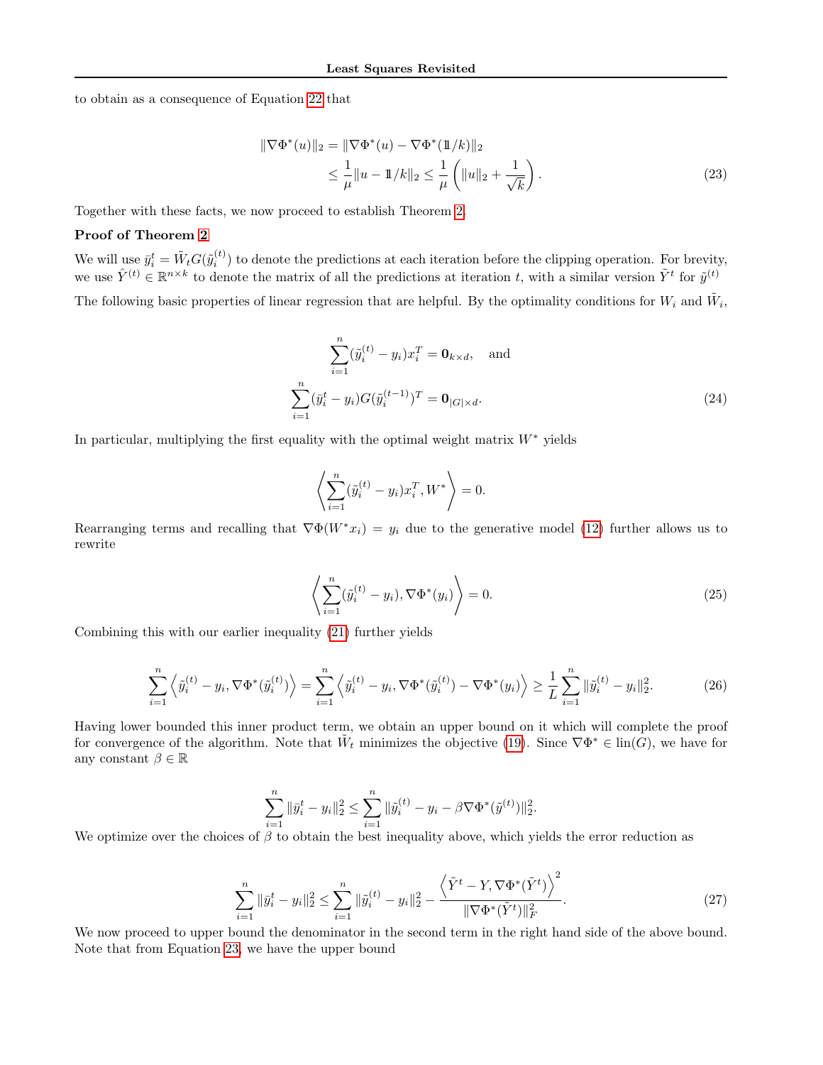to obtain as a consequence of Equation 22 that

$$
\begin{aligned}
\|\nabla\Phi^*(u)\|_2 &= \|\nabla\Phi^*(u) - \nabla\Phi^*(\mathbb{1}/k)\|_2 \\
&\leq \frac{1}{\mu}\|u - \mathbb{1}/k\|_2 \leq \frac{1}{\mu}\left(\|u\|_2 + \frac{1}{\sqrt{k}}\right).
\end{aligned} \tag{23}
$$

Together with these facts, we now proceed to establish Theorem 2.

**Proof of Theorem 2**

We will use $\bar{y}_i^t = \tilde{W}_t G(\tilde{y}_i^{(t)})$ to denote the predictions at each iteration before the clipping operation. For brevity, we use $\hat{Y}^{(t)} \in \mathbb{R}^{n\times k}$ to denote the matrix of all the predictions at iteration $t$, with a similar version $\tilde{Y}^t$ for $\tilde{y}^{(t)}$

The following basic properties of linear regression that are helpful. By the optimality conditions for $W_i$ and $\tilde{W}_i$,

$$
\begin{aligned}
\sum_{i=1}^n (\tilde{y}_i^{(t)} - y_i)x_i^T &= \mathbf{0}_{k\times d}, \quad \text{and} \\
\sum_{i=1}^n (\bar{y}_i^t - y_i)G(\tilde{y}_i^{(t-1)})^T &= \mathbf{0}_{|G|\times d}.
\end{aligned} \tag{24}
$$

In particular, multiplying the first equality with the optimal weight matrix $W^*$ yields

$$
\left\langle \sum_{i=1}^n (\tilde{y}_i^{(t)} - y_i)x_i^T, W^* \right\rangle = 0.
$$

Rearranging terms and recalling that $\nabla\Phi(W^*x_i) = y_i$ due to the generative model (12) further allows us to rewrite

$$
\left\langle \sum_{i=1}^n (\tilde{y}_i^{(t)} - y_i), \nabla\Phi^*(y_i) \right\rangle = 0. \tag{25}
$$

Combining this with our earlier inequality (21) further yields

$$
\sum_{i=1}^n \left\langle \tilde{y}_i^{(t)} - y_i, \nabla\Phi^*(\tilde{y}_i^{(t)}) \right\rangle = \sum_{i=1}^n \left\langle \tilde{y}_i^{(t)} - y_i, \nabla\Phi^*(\tilde{y}_i^{(t)}) - \nabla\Phi^*(y_i) \right\rangle \geq \frac{1}{L}\sum_{i=1}^n \|\tilde{y}_i^{(t)} - y_i\|_2^2. \tag{26}
$$

Having lower bounded this inner product term, we obtain an upper bound on it which will complete the proof for convergence of the algorithm. Note that $\tilde{W}_t$ minimizes the objective (19). Since $\nabla\Phi^* \in \text{lin}(G)$, we have for any constant $\beta \in \mathbb{R}$

$$
\sum_{i=1}^n \|\bar{y}_i^t - y_i\|_2^2 \leq \sum_{i=1}^n \|\tilde{y}_i^{(t)} - y_i - \beta\nabla\Phi^*(\tilde{y}^{(t)})\|_2^2.
$$

We optimize over the choices of $\beta$ to obtain the best inequality above, which yields the error reduction as

$$
\sum_{i=1}^n \|\bar{y}_i^t - y_i\|_2^2 \leq \sum_{i=1}^n \|\tilde{y}_i^{(t)} - y_i\|_2^2 - \frac{\left\langle \tilde{Y}^t - Y, \nabla\Phi^*(\tilde{Y}^t)\right\rangle^2}{\|\nabla\Phi^*(\tilde{Y}^t)\|_F^2}. \tag{27}
$$

We now proceed to upper bound the denominator in the second term in the right hand side of the above bound. Note that from Equation 23, we have the upper bound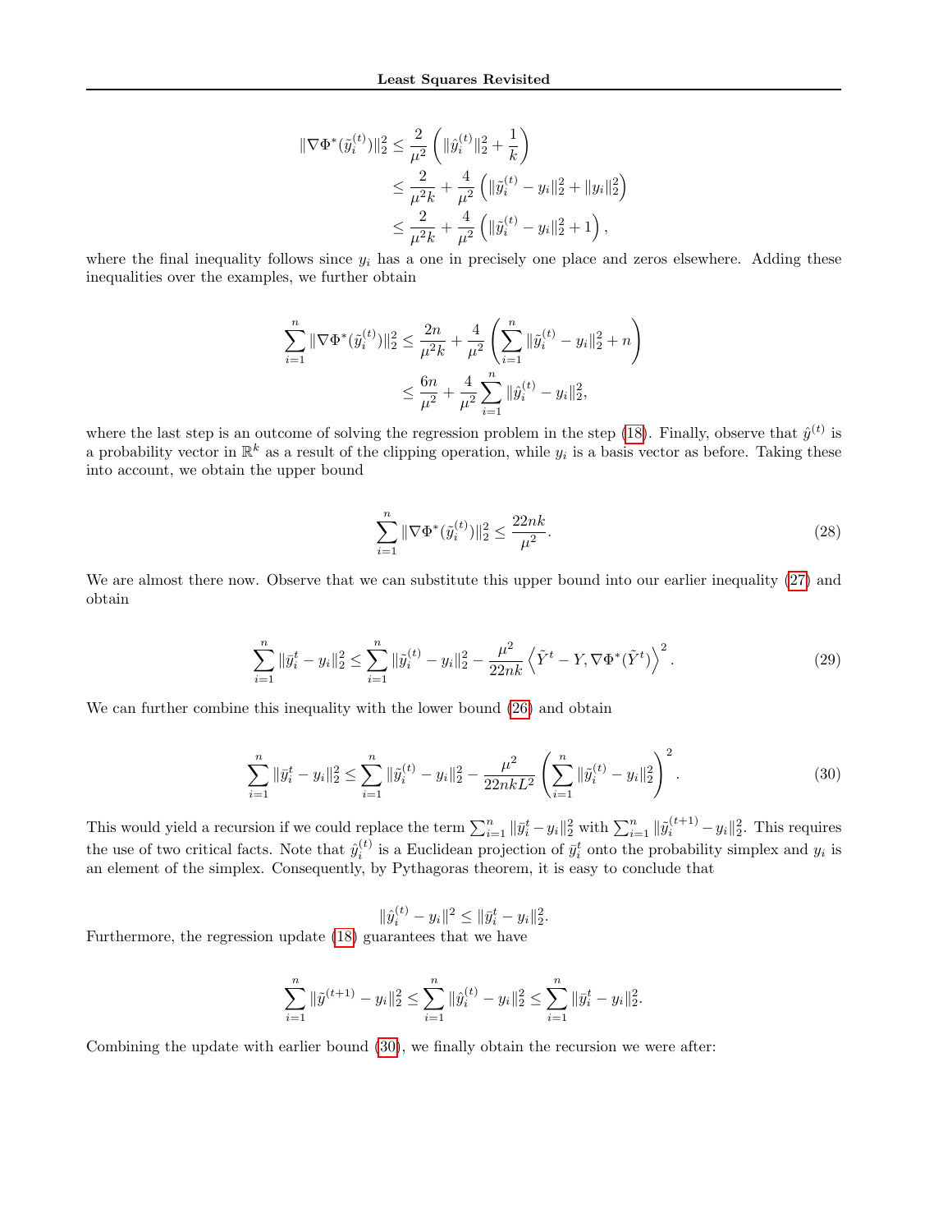$$
\begin{aligned}
\|\nabla\Phi^*(\tilde{y}_i^{(t)})\|_2^2 &\leq \frac{2}{\mu^2}\left(\|\hat{y}_i^{(t)}\|_2^2 + \frac{1}{k}\right) \\
&\leq \frac{2}{\mu^2 k} + \frac{4}{\mu^2}\left(\|\tilde{y}_i^{(t)} - y_i\|_2^2 + \|y_i\|_2^2\right) \\
&\leq \frac{2}{\mu^2 k} + \frac{4}{\mu^2}\left(\|\tilde{y}_i^{(t)} - y_i\|_2^2 + 1\right),
\end{aligned}
$$

where the final inequality follows since $y_i$ has a one in precisely one place and zeros elsewhere. Adding these inequalities over the examples, we further obtain

$$
\begin{aligned}
\sum_{i=1}^n \|\nabla\Phi^*(\tilde{y}_i^{(t)})\|_2^2 &\leq \frac{2n}{\mu^2 k} + \frac{4}{\mu^2}\left(\sum_{i=1}^n \|\tilde{y}_i^{(t)} - y_i\|_2^2 + n\right) \\
&\leq \frac{6n}{\mu^2} + \frac{4}{\mu^2}\sum_{i=1}^n \|\hat{y}_i^{(t)} - y_i\|_2^2,
\end{aligned}
$$

where the last step is an outcome of solving the regression problem in the step (18). Finally, observe that $\hat{y}^{(t)}$ is a probability vector in $\mathbb{R}^k$ as a result of the clipping operation, while $y_i$ is a basis vector as before. Taking these into account, we obtain the upper bound

$$
\sum_{i=1}^n \|\nabla\Phi^*(\tilde{y}_i^{(t)})\|_2^2 \leq \frac{22nk}{\mu^2}. \tag{28}
$$

We are almost there now. Observe that we can substitute this upper bound into our earlier inequality (27) and obtain

$$
\sum_{i=1}^n \|\bar{y}_i^t - y_i\|_2^2 \leq \sum_{i=1}^n \|\tilde{y}_i^{(t)} - y_i\|_2^2 - \frac{\mu^2}{22nk}\left\langle \tilde{Y}^t - Y, \nabla\Phi^*(\tilde{Y}^t)\right\rangle^2. \tag{29}
$$

We can further combine this inequality with the lower bound (26) and obtain

$$
\sum_{i=1}^n \|\bar{y}_i^t - y_i\|_2^2 \leq \sum_{i=1}^n \|\tilde{y}_i^{(t)} - y_i\|_2^2 - \frac{\mu^2}{22nkL^2}\left(\sum_{i=1}^n \|\tilde{y}_i^{(t)} - y_i\|_2^2\right)^2. \tag{30}
$$

This would yield a recursion if we could replace the term $\sum_{i=1}^n \|\bar{y}_i^t - y_i\|_2^2$ with $\sum_{i=1}^n \|\tilde{y}_i^{(t+1)} - y_i\|_2^2$. This requires the use of two critical facts. Note that $\hat{y}_i^{(t)}$ is a Euclidean projection of $\bar{y}_i^t$ onto the probability simplex and $y_i$ is an element of the simplex. Consequently, by Pythagoras theorem, it is easy to conclude that

$$
\|\hat{y}_i^{(t)} - y_i\|^2 \leq \|\bar{y}_i^t - y_i\|_2^2.
$$

Furthermore, the regression update (18) guarantees that we have

$$
\sum_{i=1}^n \|\tilde{y}^{(t+1)} - y_i\|_2^2 \leq \sum_{i=1}^n \|\hat{y}_i^{(t)} - y_i\|_2^2 \leq \sum_{i=1}^n \|\bar{y}_i^t - y_i\|_2^2.
$$

Combining the update with earlier bound (30), we finally obtain the recursion we were after: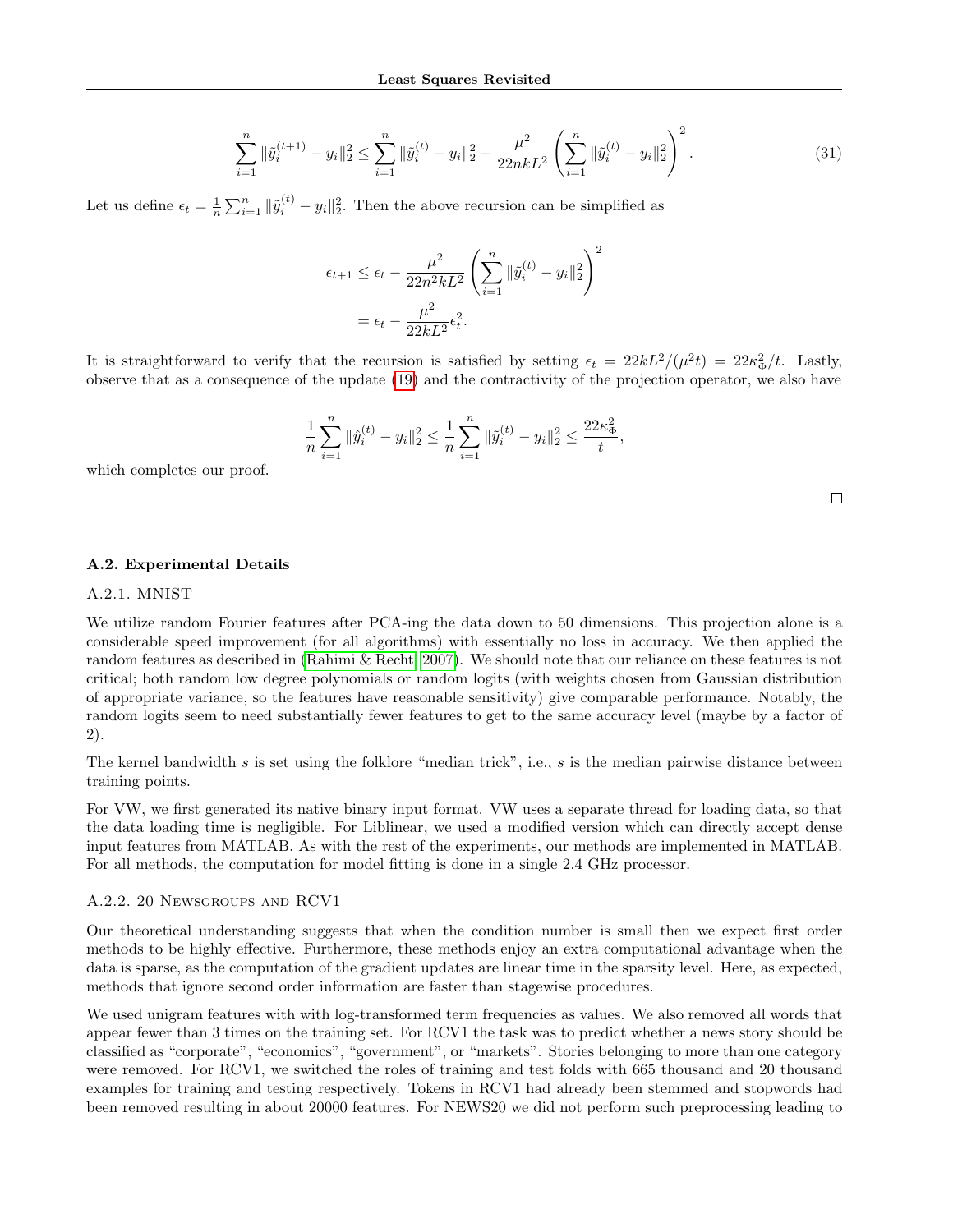$$\sum_{i=1}^{n} \|\tilde{y}_i^{(t+1)} - y_i\|_2^2 \leq \sum_{i=1}^{n} \|\tilde{y}_i^{(t)} - y_i\|_2^2 - \frac{\mu^2}{22nkL^2} \left( \sum_{i=1}^{n} \|\tilde{y}_i^{(t)} - y_i\|_2^2 \right)^2. \tag{31}$$

Let us define $\epsilon_t = \frac{1}{n} \sum_{i=1}^{n} \|\tilde{y}_i^{(t)} - y_i\|_2^2$. Then the above recursion can be simplified as

$$\begin{aligned}
\epsilon_{t+1} &\leq \epsilon_t - \frac{\mu^2}{22n^2kL^2} \left( \sum_{i=1}^{n} \|\tilde{y}_i^{(t)} - y_i\|_2^2 \right)^2 \\
&= \epsilon_t - \frac{\mu^2}{22kL^2} \epsilon_t^2.
\end{aligned}$$

It is straightforward to verify that the recursion is satisfied by setting $\epsilon_t = 22kL^2/(\mu^2 t) = 22\kappa_\Phi^2/t$. Lastly, observe that as a consequence of the update (19) and the contractivity of the projection operator, we also have

$$\frac{1}{n} \sum_{i=1}^{n} \|\hat{y}_i^{(t)} - y_i\|_2^2 \leq \frac{1}{n} \sum_{i=1}^{n} \|\tilde{y}_i^{(t)} - y_i\|_2^2 \leq \frac{22\kappa_\Phi^2}{t},$$

which completes our proof.

∎

## A.2. Experimental Details

### A.2.1. MNIST

We utilize random Fourier features after PCA-ing the data down to 50 dimensions. This projection alone is a considerable speed improvement (for all algorithms) with essentially no loss in accuracy. We then applied the random features as described in (Rahimi & Recht, 2007). We should note that our reliance on these features is not critical; both random low degree polynomials or random logits (with weights chosen from Gaussian distribution of appropriate variance, so the features have reasonable sensitivity) give comparable performance. Notably, the random logits seem to need substantially fewer features to get to the same accuracy level (maybe by a factor of 2).

The kernel bandwidth $s$ is set using the folklore "median trick", i.e., $s$ is the median pairwise distance between training points.

For VW, we first generated its native binary input format. VW uses a separate thread for loading data, so that the data loading time is negligible. For Liblinear, we used a modified version which can directly accept dense input features from MATLAB. As with the rest of the experiments, our methods are implemented in MATLAB. For all methods, the computation for model fitting is done in a single 2.4 GHz processor.

### A.2.2. 20 Newsgroups and RCV1

Our theoretical understanding suggests that when the condition number is small then we expect first order methods to be highly effective. Furthermore, these methods enjoy an extra computational advantage when the data is sparse, as the computation of the gradient updates are linear time in the sparsity level. Here, as expected, methods that ignore second order information are faster than stagewise procedures.

We used unigram features with with log-transformed term frequencies as values. We also removed all words that appear fewer than 3 times on the training set. For RCV1 the task was to predict whether a news story should be classified as "corporate", "economics", "government", or "markets". Stories belonging to more than one category were removed. For RCV1, we switched the roles of training and test folds with 665 thousand and 20 thousand examples for training and testing respectively. Tokens in RCV1 had already been stemmed and stopwords had been removed resulting in about 20000 features. For NEWS20 we did not perform such preprocessing leading to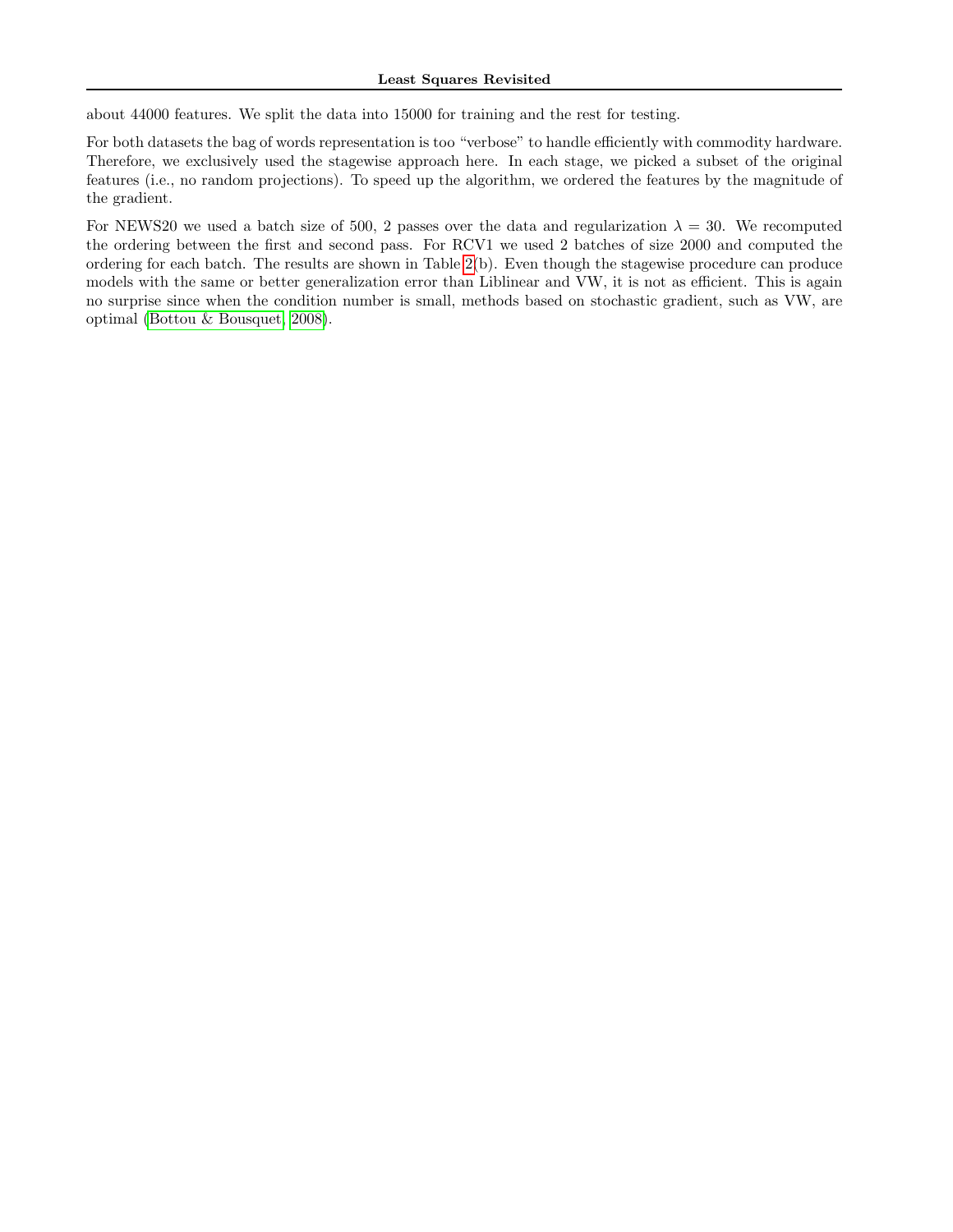about 44000 features. We split the data into 15000 for training and the rest for testing.

For both datasets the bag of words representation is too "verbose" to handle efficiently with commodity hardware. Therefore, we exclusively used the stagewise approach here. In each stage, we picked a subset of the original features (i.e., no random projections). To speed up the algorithm, we ordered the features by the magnitude of the gradient.

For NEWS20 we used a batch size of 500, 2 passes over the data and regularization $\lambda = 30$. We recomputed the ordering between the first and second pass. For RCV1 we used 2 batches of size 2000 and computed the ordering for each batch. The results are shown in Table 2(b). Even though the stagewise procedure can produce models with the same or better generalization error than Liblinear and VW, it is not as efficient. This is again no surprise since when the condition number is small, methods based on stochastic gradient, such as VW, are optimal (Bottou & Bousquet, 2008).